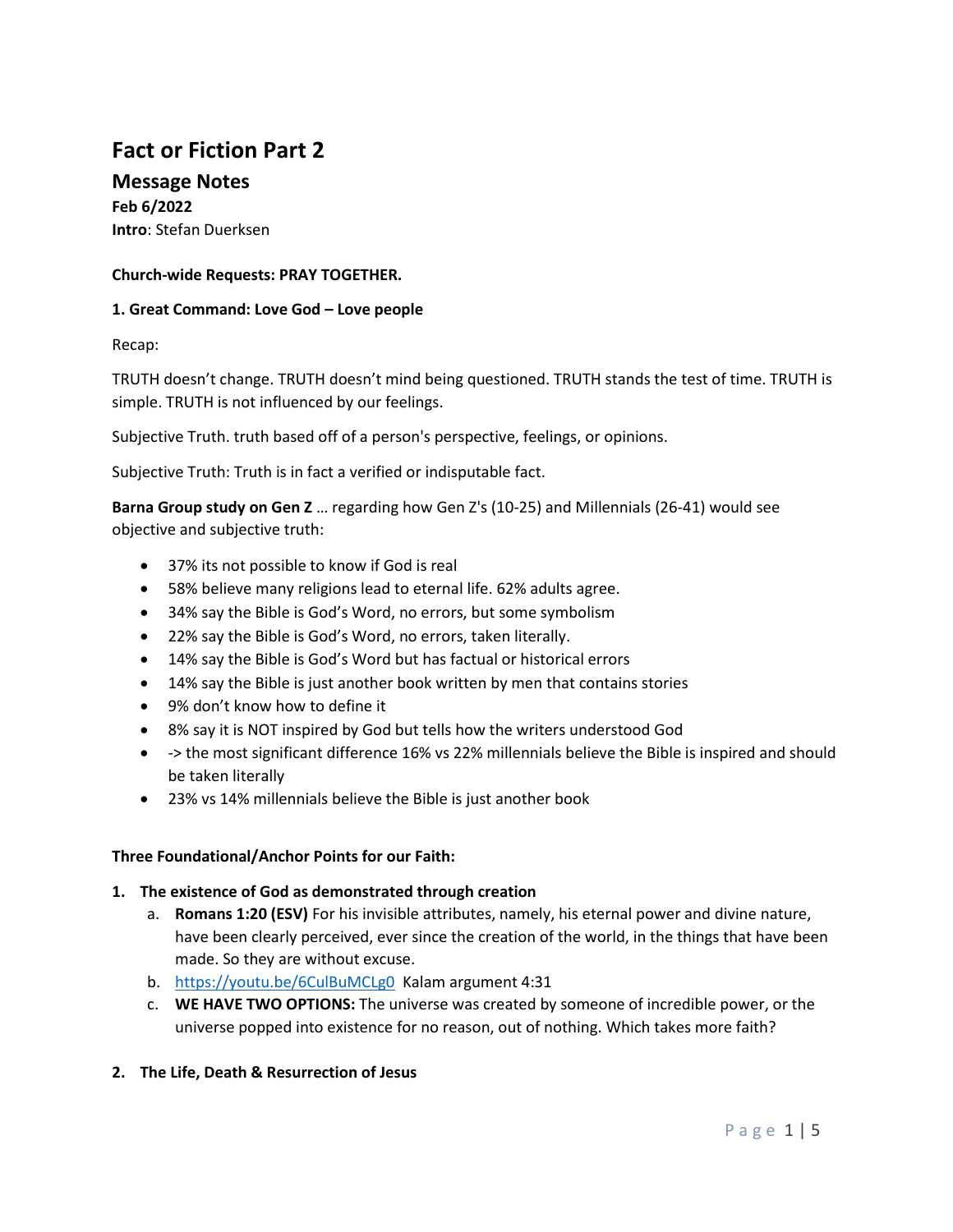# Fact or Fiction Part 2

## Message Notes

**Feb 6/2022**

**Intro**: Stefan Duerksen

**Church-wide Requests: PRAY TOGETHER.**

**1. Great Command: Love God – Love people**

Recap:

TRUTH doesn't change. TRUTH doesn't mind being questioned. TRUTH stands the test of time. TRUTH is simple. TRUTH is not influenced by our feelings.

Subjective Truth. truth based off of a person's perspective, feelings, or opinions.

Subjective Truth: Truth is in fact a verified or indisputable fact.

**Barna Group study on Gen Z** … regarding how Gen Z's (10-25) and Millennials (26-41) would see objective and subjective truth:

- 37% its not possible to know if God is real
- 58% believe many religions lead to eternal life. 62% adults agree.
- 34% say the Bible is God's Word, no errors, but some symbolism
- 22% say the Bible is God's Word, no errors, taken literally.
- 14% say the Bible is God's Word but has factual or historical errors
- 14% say the Bible is just another book written by men that contains stories
- 9% don't know how to define it
- 8% say it is NOT inspired by God but tells how the writers understood God
- -> the most significant difference 16% vs 22% millennials believe the Bible is inspired and should be taken literally
- 23% vs 14% millennials believe the Bible is just another book

**Three Foundational/Anchor Points for our Faith:**

1. **The existence of God as demonstrated through creation**
   a. **Romans 1:20 (ESV)** For his invisible attributes, namely, his eternal power and divine nature, have been clearly perceived, ever since the creation of the world, in the things that have been made. So they are without excuse.
   b. https://youtu.be/6CulBuMCLg0 Kalam argument 4:31
   c. **WE HAVE TWO OPTIONS:** The universe was created by someone of incredible power, or the universe popped into existence for no reason, out of nothing. Which takes more faith?
2. **The Life, Death & Resurrection of Jesus**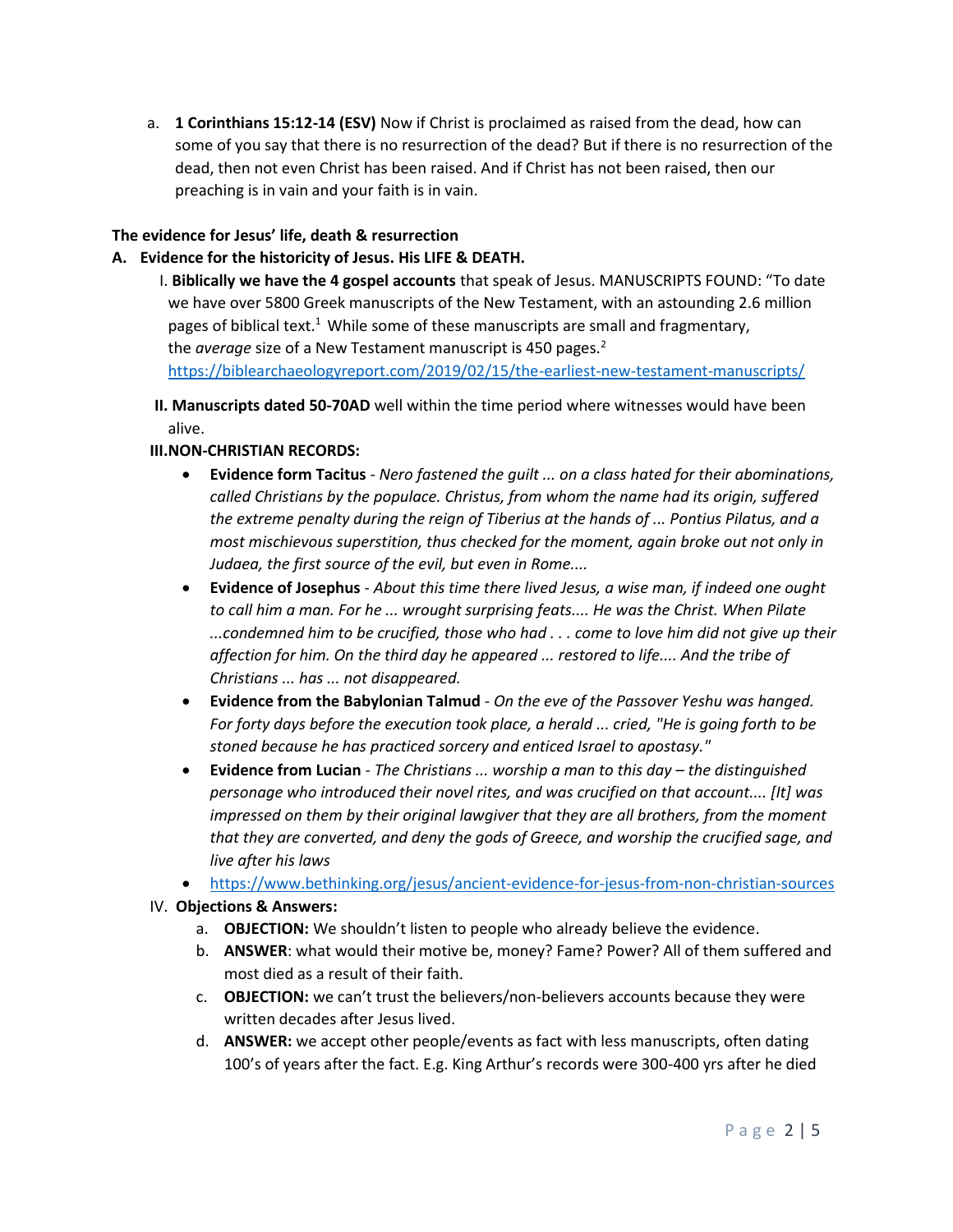a. **1 Corinthians 15:12-14 (ESV)** Now if Christ is proclaimed as raised from the dead, how can some of you say that there is no resurrection of the dead? But if there is no resurrection of the dead, then not even Christ has been raised. And if Christ has not been raised, then our preaching is in vain and your faith is in vain.

**The evidence for Jesus' life, death & resurrection**

**A. Evidence for the historicity of Jesus. His LIFE & DEATH.**

I. **Biblically we have the 4 gospel accounts** that speak of Jesus. MANUSCRIPTS FOUND: "To date we have over 5800 Greek manuscripts of the New Testament, with an astounding 2.6 million pages of biblical text.[1] While some of these manuscripts are small and fragmentary, the *average* size of a New Testament manuscript is 450 pages.[2]
https://biblearchaeologyreport.com/2019/02/15/the-earliest-new-testament-manuscripts/

II. **Manuscripts dated 50-70AD** well within the time period where witnesses would have been alive.

III. **NON-CHRISTIAN RECORDS:**

- **Evidence form Tacitus** - *Nero fastened the guilt ... on a class hated for their abominations, called Christians by the populace. Christus, from whom the name had its origin, suffered the extreme penalty during the reign of Tiberius at the hands of ... Pontius Pilatus, and a most mischievous superstition, thus checked for the moment, again broke out not only in Judaea, the first source of the evil, but even in Rome....*
- **Evidence of Josephus** - *About this time there lived Jesus, a wise man, if indeed one ought to call him a man. For he ... wrought surprising feats.... He was the Christ. When Pilate ...condemned him to be crucified, those who had . . . come to love him did not give up their affection for him. On the third day he appeared ... restored to life.... And the tribe of Christians ... has ... not disappeared.*
- **Evidence from the Babylonian Talmud** - *On the eve of the Passover Yeshu was hanged. For forty days before the execution took place, a herald ... cried, "He is going forth to be stoned because he has practiced sorcery and enticed Israel to apostasy."*
- **Evidence from Lucian** - *The Christians ... worship a man to this day – the distinguished personage who introduced their novel rites, and was crucified on that account.... [It] was impressed on them by their original lawgiver that they are all brothers, from the moment that they are converted, and deny the gods of Greece, and worship the crucified sage, and live after his laws*
- https://www.bethinking.org/jesus/ancient-evidence-for-jesus-from-non-christian-sources

IV. **Objections & Answers:**

a. **OBJECTION:** We shouldn't listen to people who already believe the evidence.
b. **ANSWER**: what would their motive be, money? Fame? Power? All of them suffered and most died as a result of their faith.
c. **OBJECTION:** we can't trust the believers/non-believers accounts because they were written decades after Jesus lived.
d. **ANSWER:** we accept other people/events as fact with less manuscripts, often dating 100's of years after the fact. E.g. King Arthur's records were 300-400 yrs after he died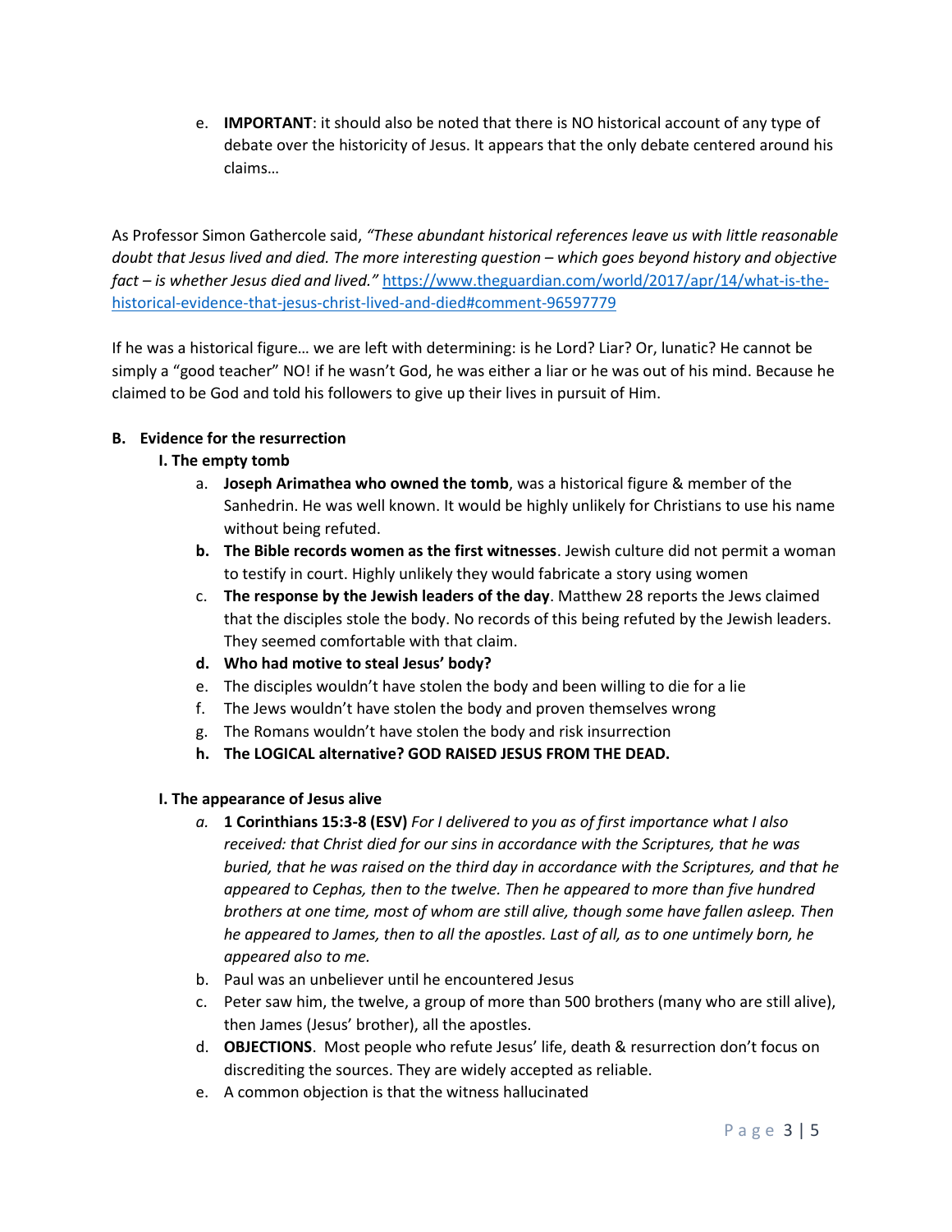e. **IMPORTANT**: it should also be noted that there is NO historical account of any type of debate over the historicity of Jesus. It appears that the only debate centered around his claims…

As Professor Simon Gathercole said, *"These abundant historical references leave us with little reasonable doubt that Jesus lived and died. The more interesting question – which goes beyond history and objective fact – is whether Jesus died and lived."* https://www.theguardian.com/world/2017/apr/14/what-is-the-historical-evidence-that-jesus-christ-lived-and-died#comment-96597779

If he was a historical figure… we are left with determining: is he Lord? Liar? Or, lunatic? He cannot be simply a "good teacher" NO! if he wasn't God, he was either a liar or he was out of his mind. Because he claimed to be God and told his followers to give up their lives in pursuit of Him.

**B. Evidence for the resurrection**

**I. The empty tomb**

a. **Joseph Arimathea who owned the tomb**, was a historical figure & member of the Sanhedrin. He was well known. It would be highly unlikely for Christians to use his name without being refuted.

b. **The Bible records women as the first witnesses**. Jewish culture did not permit a woman to testify in court. Highly unlikely they would fabricate a story using women

c. **The response by the Jewish leaders of the day**. Matthew 28 reports the Jews claimed that the disciples stole the body. No records of this being refuted by the Jewish leaders. They seemed comfortable with that claim.

d. **Who had motive to steal Jesus' body?**

e. The disciples wouldn't have stolen the body and been willing to die for a lie

f. The Jews wouldn't have stolen the body and proven themselves wrong

g. The Romans wouldn't have stolen the body and risk insurrection

h. **The LOGICAL alternative? GOD RAISED JESUS FROM THE DEAD.**

**I. The appearance of Jesus alive**

a. **1 Corinthians 15:3-8 (ESV)** *For I delivered to you as of first importance what I also received: that Christ died for our sins in accordance with the Scriptures, that he was buried, that he was raised on the third day in accordance with the Scriptures, and that he appeared to Cephas, then to the twelve. Then he appeared to more than five hundred brothers at one time, most of whom are still alive, though some have fallen asleep. Then he appeared to James, then to all the apostles. Last of all, as to one untimely born, he appeared also to me.*

b. Paul was an unbeliever until he encountered Jesus

c. Peter saw him, the twelve, a group of more than 500 brothers (many who are still alive), then James (Jesus' brother), all the apostles.

d. **OBJECTIONS**. Most people who refute Jesus' life, death & resurrection don't focus on discrediting the sources. They are widely accepted as reliable.

e. A common objection is that the witness hallucinated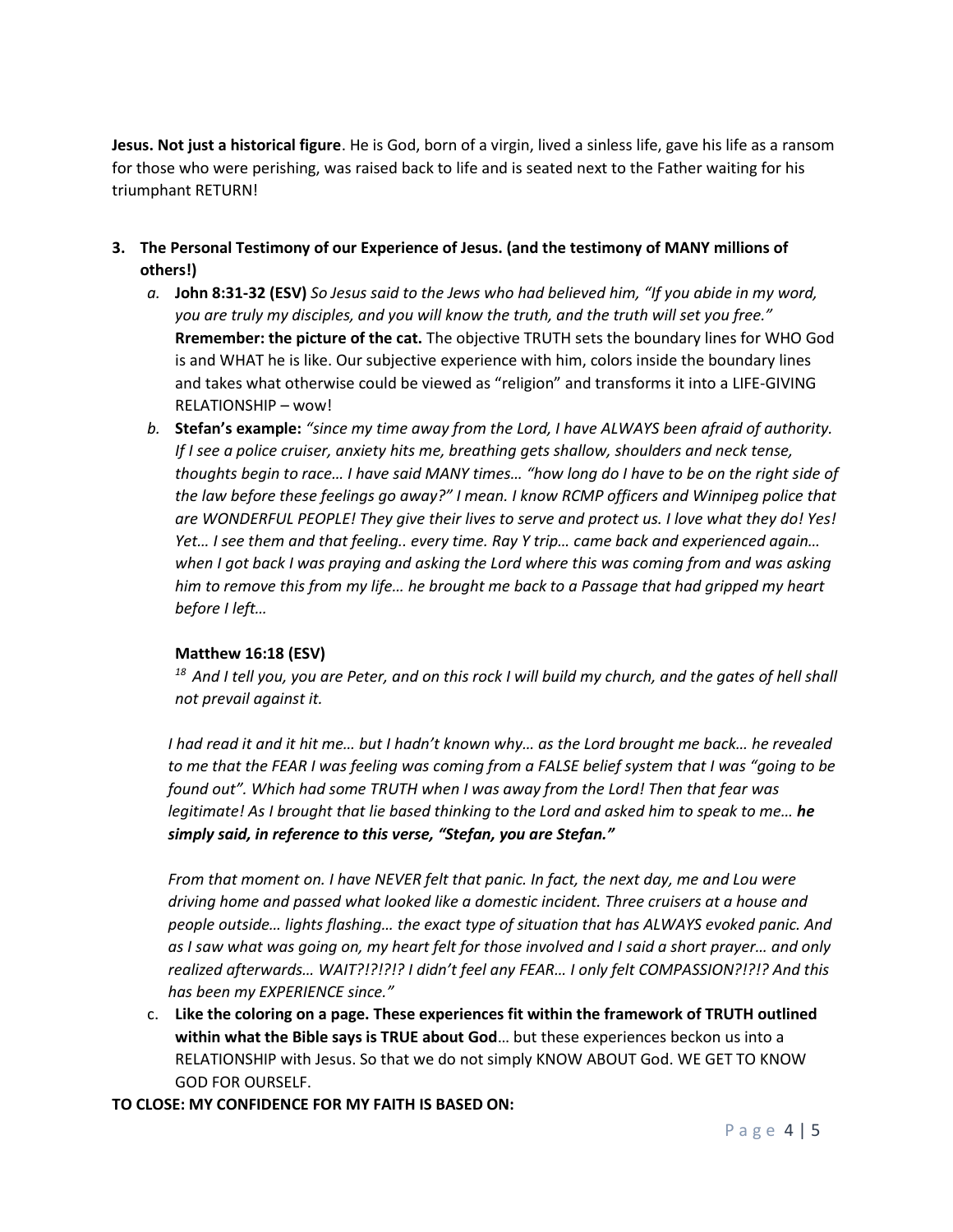**Jesus. Not just a historical figure**. He is God, born of a virgin, lived a sinless life, gave his life as a ransom for those who were perishing, was raised back to life and is seated next to the Father waiting for his triumphant RETURN!

3. **The Personal Testimony of our Experience of Jesus. (and the testimony of MANY millions of others!)**
   a. **John 8:31-32 (ESV)** *So Jesus said to the Jews who had believed him, "If you abide in my word, you are truly my disciples, and you will know the truth, and the truth will set you free."* **Rremember: the picture of the cat.** The objective TRUTH sets the boundary lines for WHO God is and WHAT he is like. Our subjective experience with him, colors inside the boundary lines and takes what otherwise could be viewed as "religion" and transforms it into a LIFE-GIVING RELATIONSHIP – wow!
   b. **Stefan's example:** *"since my time away from the Lord, I have ALWAYS been afraid of authority. If I see a police cruiser, anxiety hits me, breathing gets shallow, shoulders and neck tense, thoughts begin to race… I have said MANY times… "how long do I have to be on the right side of the law before these feelings go away?" I mean. I know RCMP officers and Winnipeg police that are WONDERFUL PEOPLE! They give their lives to serve and protect us. I love what they do! Yes! Yet… I see them and that feeling.. every time. Ray Y trip… came back and experienced again… when I got back I was praying and asking the Lord where this was coming from and was asking him to remove this from my life… he brought me back to a Passage that had gripped my heart before I left…*

      **Matthew 16:18 (ESV)**
      *[18] And I tell you, you are Peter, and on this rock I will build my church, and the gates of hell shall not prevail against it.*

      *I had read it and it hit me… but I hadn't known why… as the Lord brought me back… he revealed to me that the FEAR I was feeling was coming from a FALSE belief system that I was "going to be found out". Which had some TRUTH when I was away from the Lord! Then that fear was legitimate! As I brought that lie based thinking to the Lord and asked him to speak to me…* ***he simply said, in reference to this verse, "Stefan, you are Stefan."***

      *From that moment on. I have NEVER felt that panic. In fact, the next day, me and Lou were driving home and passed what looked like a domestic incident. Three cruisers at a house and people outside… lights flashing… the exact type of situation that has ALWAYS evoked panic. And as I saw what was going on, my heart felt for those involved and I said a short prayer… and only realized afterwards… WAIT?!?!?!? I didn't feel any FEAR… I only felt COMPASSION?!?!? And this has been my EXPERIENCE since."*
   c. **Like the coloring on a page. These experiences fit within the framework of TRUTH outlined within what the Bible says is TRUE about God**… but these experiences beckon us into a RELATIONSHIP with Jesus. So that we do not simply KNOW ABOUT God. WE GET TO KNOW GOD FOR OURSELF.

**TO CLOSE: MY CONFIDENCE FOR MY FAITH IS BASED ON:**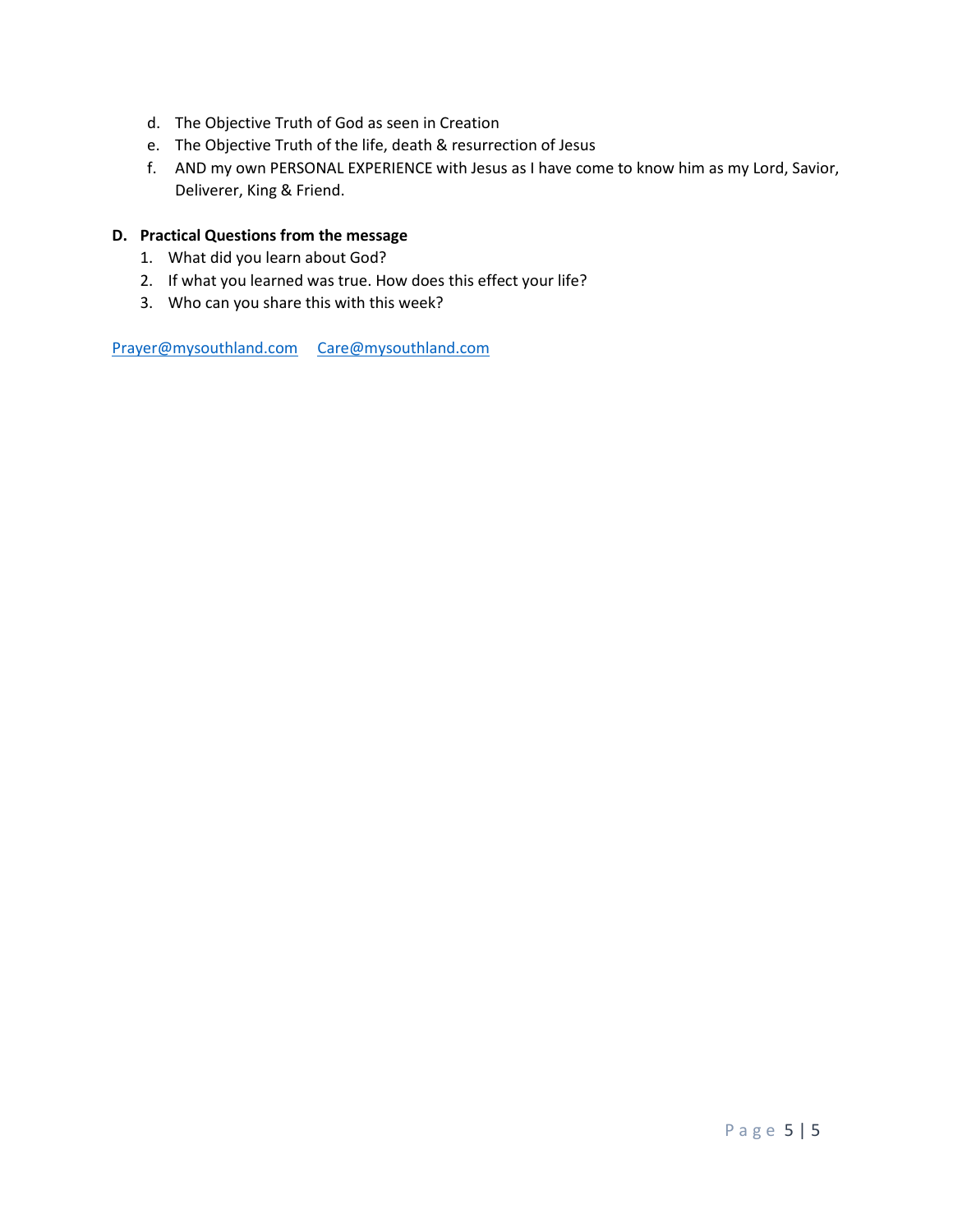d. The Objective Truth of God as seen in Creation
e. The Objective Truth of the life, death & resurrection of Jesus
f. AND my own PERSONAL EXPERIENCE with Jesus as I have come to know him as my Lord, Savior, Deliverer, King & Friend.

**D. Practical Questions from the message**

1. What did you learn about God?
2. If what you learned was true. How does this effect your life?
3. Who can you share this with this week?

Prayer@mysouthland.com Care@mysouthland.com